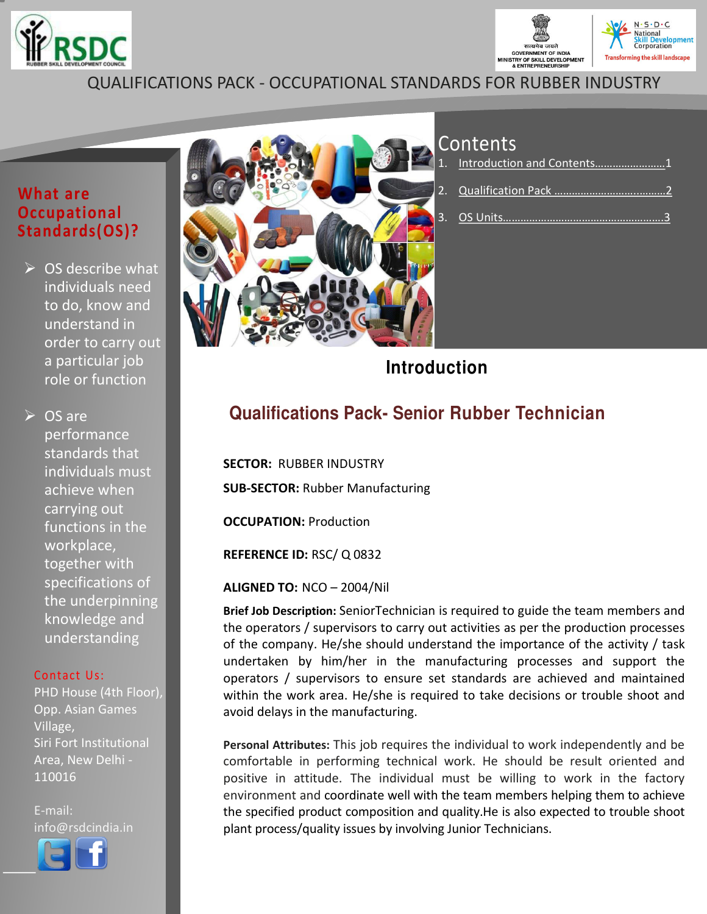QUALIFICATIONS PACK - OCCUPATIONAL STANDARDS FOR RUBBER INDUSTRY

## What are Occupational Standards(OS)?

- OS describe what individuals need to do, know and understand in order to carry out a particular job role or function
- OS are performance standards that individuals must achieve when carrying out functions in the workplace, together with specifications of the underpinning knowledge and understanding

Contact Us:
PHD House (4th Floor), Opp. Asian Games Village,
Siri Fort Institutional Area, New Delhi - 110016

E-mail: info@rsdcindia.in

## Contents

1. Introduction and Contents........................1
2. Qualification Pack .................................2
3. OS Units.................................................3

# Introduction

## Qualifications Pack- Senior Rubber Technician

**SECTOR:** RUBBER INDUSTRY

**SUB-SECTOR:** Rubber Manufacturing

**OCCUPATION:** Production

**REFERENCE ID:** RSC/ Q 0832

**ALIGNED TO:** NCO – 2004/Nil

**Brief Job Description:** SeniorTechnician is required to guide the team members and the operators / supervisors to carry out activities as per the production processes of the company. He/she should understand the importance of the activity / task undertaken by him/her in the manufacturing processes and support the operators / supervisors to ensure set standards are achieved and maintained within the work area. He/she is required to take decisions or trouble shoot and avoid delays in the manufacturing.

**Personal Attributes:** This job requires the individual to work independently and be comfortable in performing technical work. He should be result oriented and positive in attitude. The individual must be willing to work in the factory environment and coordinate well with the team members helping them to achieve the specified product composition and quality.He is also expected to trouble shoot plant process/quality issues by involving Junior Technicians.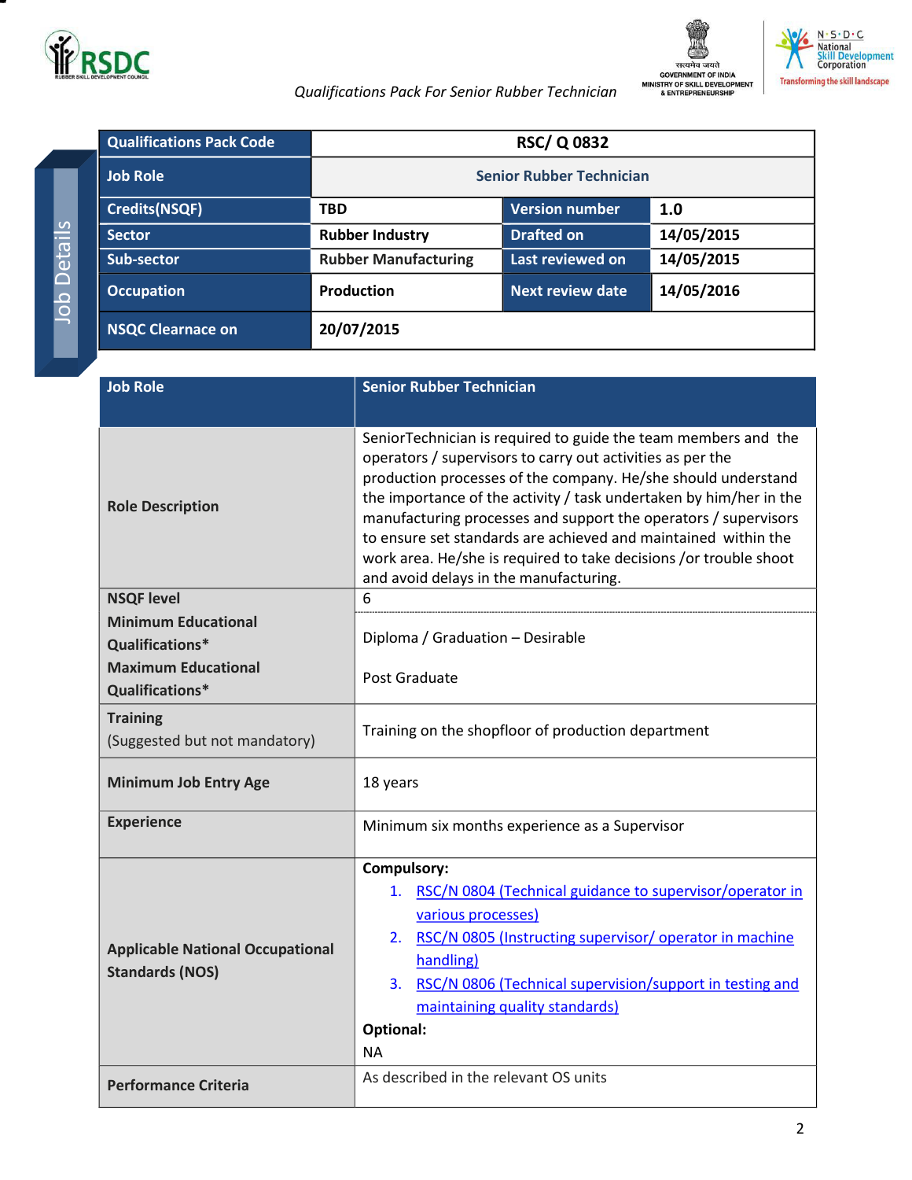| Qualifications Pack Code | RSC/ Q 0832 | | |
|---|---|---|---|
| Job Role | Senior Rubber Technician | | |
| Credits(NSQF) | TBD | Version number | 1.0 |
| Sector | Rubber Industry | Drafted on | 14/05/2015 |
| Sub-sector | Rubber Manufacturing | Last reviewed on | 14/05/2015 |
| Occupation | Production | Next review date | 14/05/2016 |
| NSQC Clearnace on | 20/07/2015 | | |

| Job Role | Senior Rubber Technician |
|---|---|
| Role Description | SeniorTechnician is required to guide the team members and the operators / supervisors to carry out activities as per the production processes of the company. He/she should understand the importance of the activity / task undertaken by him/her in the manufacturing processes and support the operators / supervisors to ensure set standards are achieved and maintained within the work area. He/she is required to take decisions /or trouble shoot and avoid delays in the manufacturing. |
| NSQF level | 6 |
| Minimum Educational Qualifications* | Diploma / Graduation – Desirable |
| Maximum Educational Qualifications* | Post Graduate |
| Training (Suggested but not mandatory) | Training on the shopfloor of production department |
| Minimum Job Entry Age | 18 years |
| Experience | Minimum six months experience as a Supervisor |
| Applicable National Occupational Standards (NOS) | **Compulsory:** 1. RSC/N 0804 (Technical guidance to supervisor/operator in various processes) 2. RSC/N 0805 (Instructing supervisor/ operator in machine handling) 3. RSC/N 0806 (Technical supervision/support in testing and maintaining quality standards) **Optional:** NA |
| Performance Criteria | As described in the relevant OS units |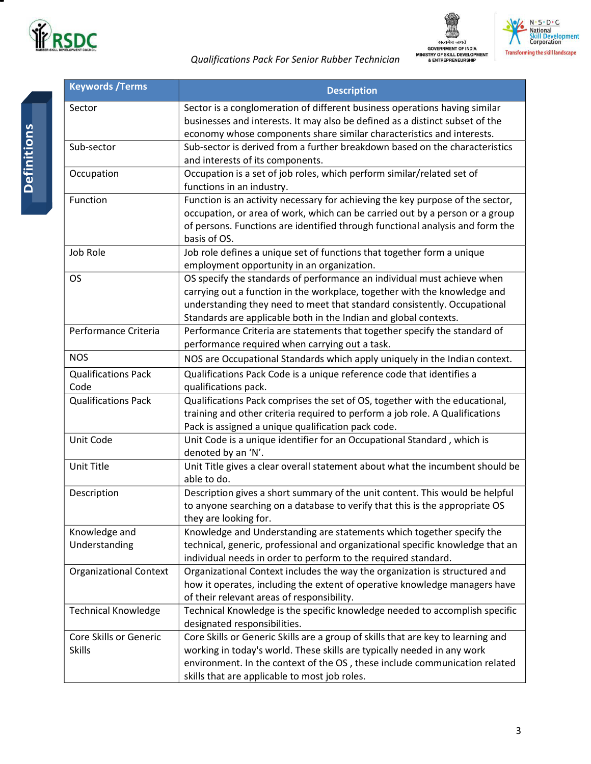## Definitions

| Keywords /Terms | Description |
|---|---|
| Sector | Sector is a conglomeration of different business operations having similar businesses and interests. It may also be defined as a distinct subset of the economy whose components share similar characteristics and interests. |
| Sub-sector | Sub-sector is derived from a further breakdown based on the characteristics and interests of its components. |
| Occupation | Occupation is a set of job roles, which perform similar/related set of functions in an industry. |
| Function | Function is an activity necessary for achieving the key purpose of the sector, occupation, or area of work, which can be carried out by a person or a group of persons. Functions are identified through functional analysis and form the basis of OS. |
| Job Role | Job role defines a unique set of functions that together form a unique employment opportunity in an organization. |
| OS | OS specify the standards of performance an individual must achieve when carrying out a function in the workplace, together with the knowledge and understanding they need to meet that standard consistently. Occupational Standards are applicable both in the Indian and global contexts. |
| Performance Criteria | Performance Criteria are statements that together specify the standard of performance required when carrying out a task. |
| NOS | NOS are Occupational Standards which apply uniquely in the Indian context. |
| Qualifications Pack Code | Qualifications Pack Code is a unique reference code that identifies a qualifications pack. |
| Qualifications Pack | Qualifications Pack comprises the set of OS, together with the educational, training and other criteria required to perform a job role. A Qualifications Pack is assigned a unique qualification pack code. |
| Unit Code | Unit Code is a unique identifier for an Occupational Standard , which is denoted by an 'N'. |
| Unit Title | Unit Title gives a clear overall statement about what the incumbent should be able to do. |
| Description | Description gives a short summary of the unit content. This would be helpful to anyone searching on a database to verify that this is the appropriate OS they are looking for. |
| Knowledge and Understanding | Knowledge and Understanding are statements which together specify the technical, generic, professional and organizational specific knowledge that an individual needs in order to perform to the required standard. |
| Organizational Context | Organizational Context includes the way the organization is structured and how it operates, including the extent of operative knowledge managers have of their relevant areas of responsibility. |
| Technical Knowledge | Technical Knowledge is the specific knowledge needed to accomplish specific designated responsibilities. |
| Core Skills or Generic Skills | Core Skills or Generic Skills are a group of skills that are key to learning and working in today's world. These skills are typically needed in any work environment. In the context of the OS , these include communication related skills that are applicable to most job roles. |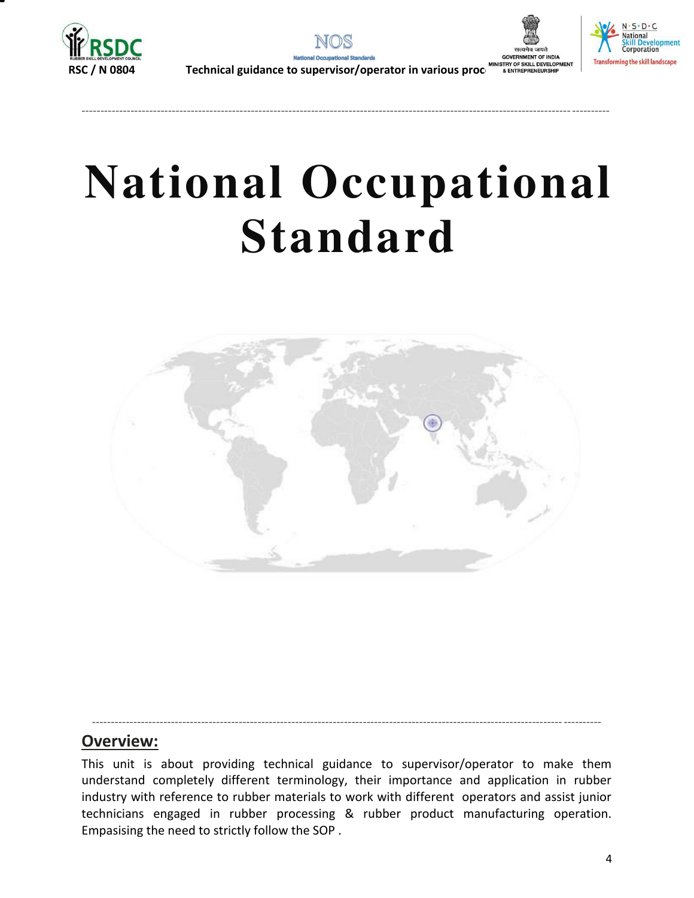# National Occupational Standard

## Overview:

This unit is about providing technical guidance to supervisor/operator to make them understand completely different terminology, their importance and application in rubber industry with reference to rubber materials to work with different operators and assist junior technicians engaged in rubber processing & rubber product manufacturing operation. Empasising the need to strictly follow the SOP .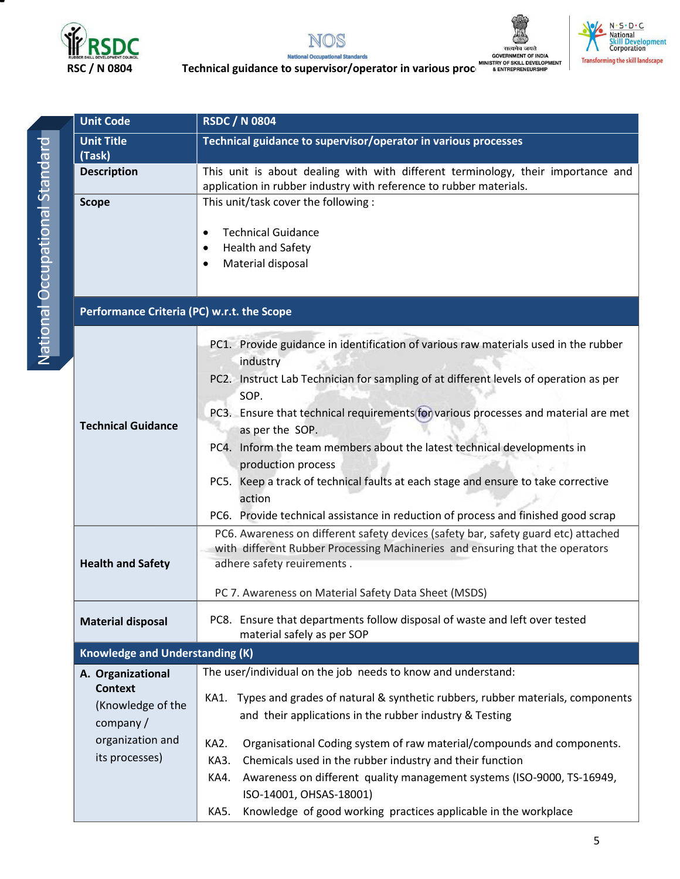| Unit Code | RSDC / N 0804 |
|---|---|
| Unit Title (Task) | Technical guidance to supervisor/operator in various processes |
| **Description** | This unit is about dealing with with different terminology, their importance and application in rubber industry with reference to rubber materials. |
| **Scope** | This unit/task cover the following :<br><br>• Technical Guidance<br>• Health and Safety<br>• Material disposal |
| **Performance Criteria (PC) w.r.t. the Scope** | |
| **Technical Guidance** | PC1. Provide guidance in identification of various raw materials used in the rubber industry<br>PC2. Instruct Lab Technician for sampling of at different levels of operation as per SOP.<br>PC3. Ensure that technical requirements for various processes and material are met as per the SOP.<br>PC4. Inform the team members about the latest technical developments in production process<br>PC5. Keep a track of technical faults at each stage and ensure to take corrective action<br>PC6. Provide technical assistance in reduction of process and finished good scrap |
| **Health and Safety** | PC6. Awareness on different safety devices (safety bar, safety guard etc) attached with different Rubber Processing Machineries and ensuring that the operators adhere safety reuirements .<br><br>PC 7. Awareness on Material Safety Data Sheet (MSDS) |
| **Material disposal** | PC8. Ensure that departments follow disposal of waste and left over tested material safely as per SOP |
| **Knowledge and Understanding (K)** | |
| **A. Organizational Context** (Knowledge of the company / organization and its processes) | The user/individual on the job needs to know and understand:<br><br>KA1. Types and grades of natural & synthetic rubbers, rubber materials, components and their applications in the rubber industry & Testing<br><br>KA2. Organisational Coding system of raw material/compounds and components.<br>KA3. Chemicals used in the rubber industry and their function<br>KA4. Awareness on different quality management systems (ISO-9000, TS-16949, ISO-14001, OHSAS-18001)<br>KA5. Knowledge of good working practices applicable in the workplace |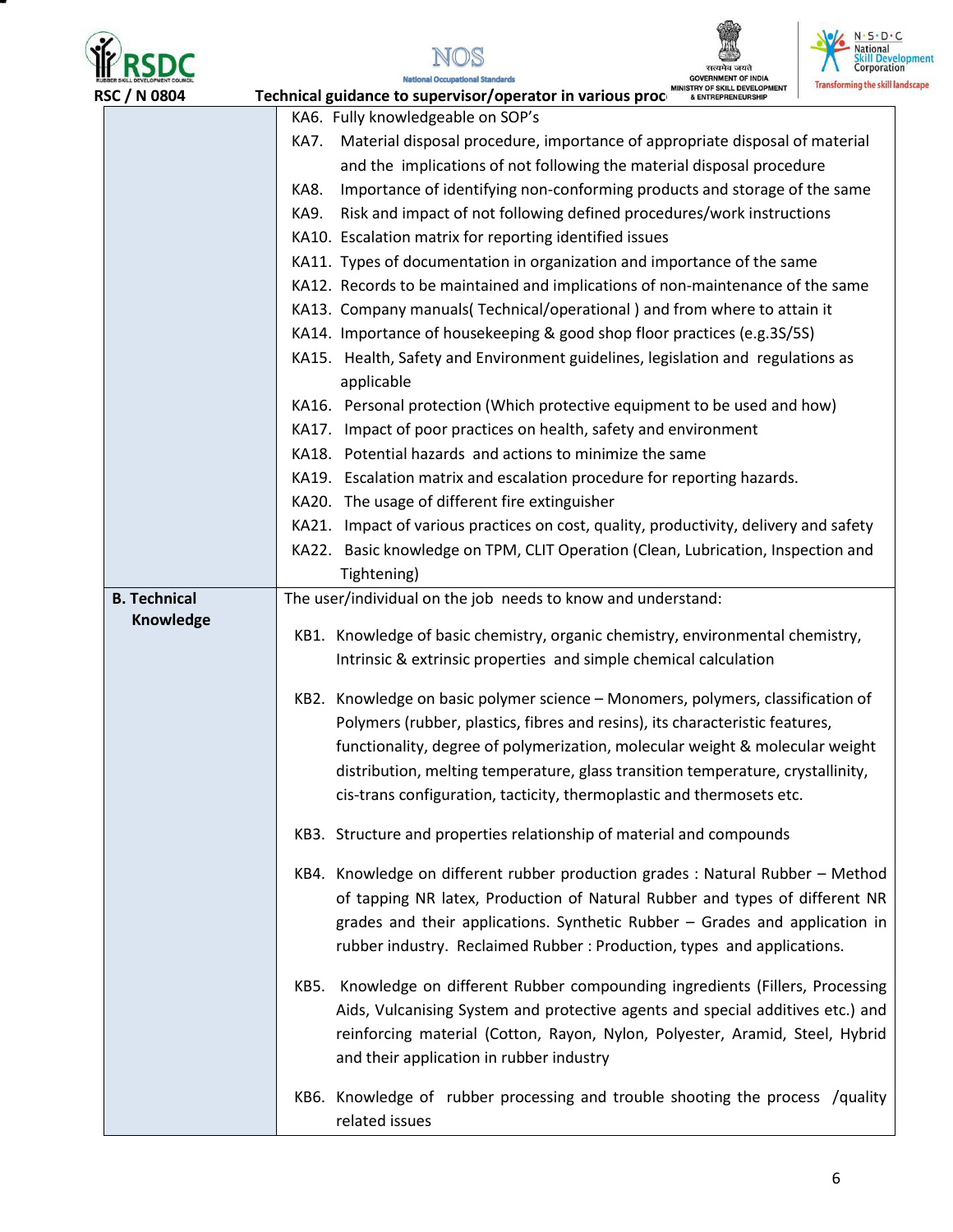| | |
|---|---|
| | KA6. Fully knowledgeable on SOP's<br>KA7. Material disposal procedure, importance of appropriate disposal of material and the implications of not following the material disposal procedure<br>KA8. Importance of identifying non-conforming products and storage of the same<br>KA9. Risk and impact of not following defined procedures/work instructions<br>KA10. Escalation matrix for reporting identified issues<br>KA11. Types of documentation in organization and importance of the same<br>KA12. Records to be maintained and implications of non-maintenance of the same<br>KA13. Company manuals( Technical/operational ) and from where to attain it<br>KA14. Importance of housekeeping & good shop floor practices (e.g.3S/5S)<br>KA15. Health, Safety and Environment guidelines, legislation and regulations as applicable<br>KA16. Personal protection (Which protective equipment to be used and how)<br>KA17. Impact of poor practices on health, safety and environment<br>KA18. Potential hazards and actions to minimize the same<br>KA19. Escalation matrix and escalation procedure for reporting hazards.<br>KA20. The usage of different fire extinguisher<br>KA21. Impact of various practices on cost, quality, productivity, delivery and safety<br>KA22. Basic knowledge on TPM, CLIT Operation (Clean, Lubrication, Inspection and Tightening) |
| **B. Technical Knowledge** | The user/individual on the job needs to know and understand:<br>KB1. Knowledge of basic chemistry, organic chemistry, environmental chemistry, Intrinsic & extrinsic properties and simple chemical calculation<br>KB2. Knowledge on basic polymer science – Monomers, polymers, classification of Polymers (rubber, plastics, fibres and resins), its characteristic features, functionality, degree of polymerization, molecular weight & molecular weight distribution, melting temperature, glass transition temperature, crystallinity, cis-trans configuration, tacticity, thermoplastic and thermosets etc.<br>KB3. Structure and properties relationship of material and compounds<br>KB4. Knowledge on different rubber production grades : Natural Rubber – Method of tapping NR latex, Production of Natural Rubber and types of different NR grades and their applications. Synthetic Rubber – Grades and application in rubber industry. Reclaimed Rubber : Production, types and applications.<br>KB5. Knowledge on different Rubber compounding ingredients (Fillers, Processing Aids, Vulcanising System and protective agents and special additives etc.) and reinforcing material (Cotton, Rayon, Nylon, Polyester, Aramid, Steel, Hybrid and their application in rubber industry<br>KB6. Knowledge of rubber processing and trouble shooting the process /quality related issues |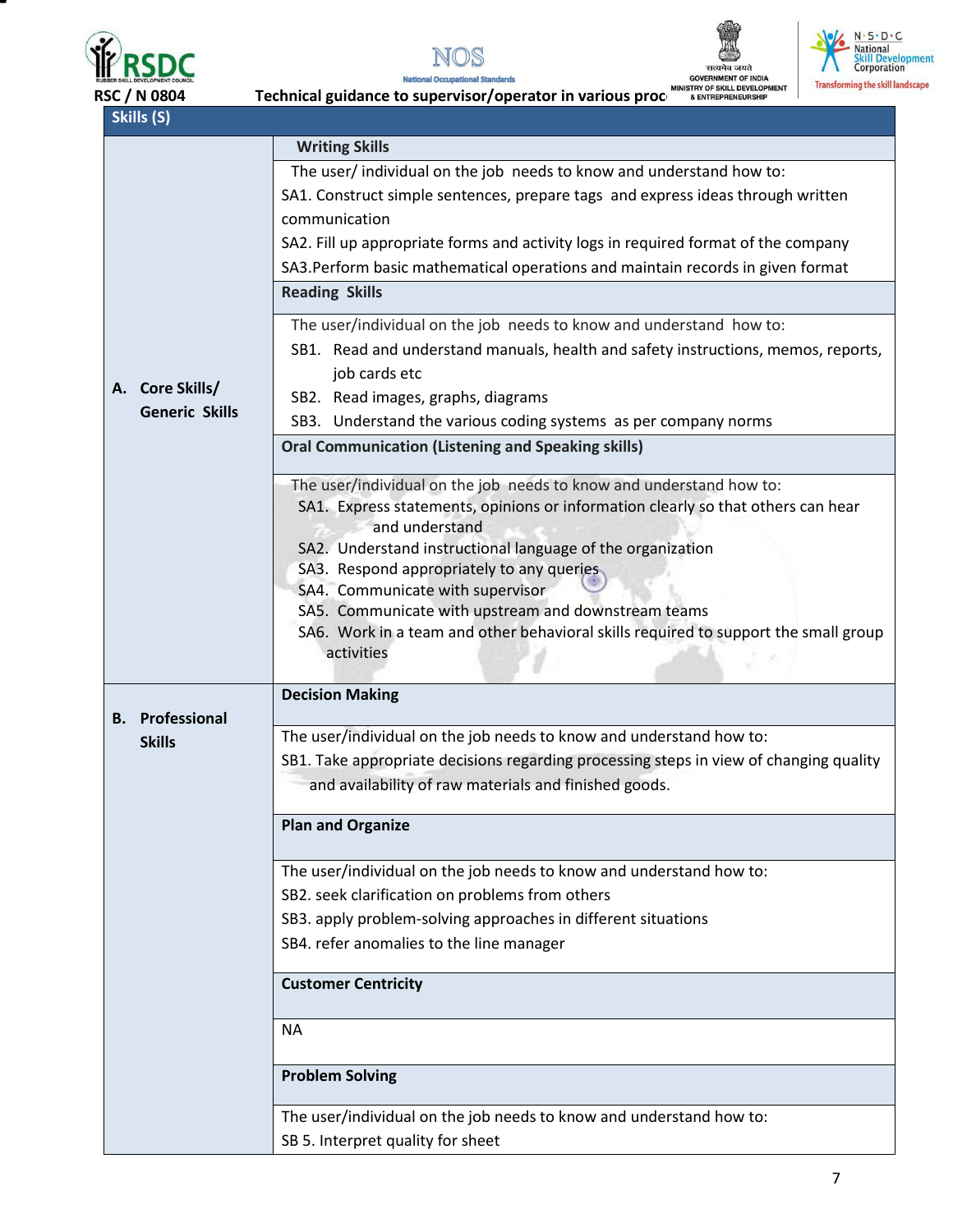| Skills (S) | |
|---|---|
| A. Core Skills/ Generic Skills | **Writing Skills** |
| | The user/ individual on the job needs to know and understand how to:<br>SA1. Construct simple sentences, prepare tags and express ideas through written communication<br>SA2. Fill up appropriate forms and activity logs in required format of the company<br>SA3.Perform basic mathematical operations and maintain records in given format |
| | **Reading Skills** |
| | The user/individual on the job needs to know and understand how to:<br>SB1. Read and understand manuals, health and safety instructions, memos, reports, job cards etc<br>SB2. Read images, graphs, diagrams<br>SB3. Understand the various coding systems as per company norms |
| | **Oral Communication (Listening and Speaking skills)** |
| | The user/individual on the job needs to know and understand how to:<br>SA1. Express statements, opinions or information clearly so that others can hear and understand<br>SA2. Understand instructional language of the organization<br>SA3. Respond appropriately to any queries<br>SA4. Communicate with supervisor<br>SA5. Communicate with upstream and downstream teams<br>SA6. Work in a team and other behavioral skills required to support the small group activities |
| B. Professional Skills | **Decision Making** |
| | The user/individual on the job needs to know and understand how to:<br>SB1. Take appropriate decisions regarding processing steps in view of changing quality and availability of raw materials and finished goods. |
| | **Plan and Organize** |
| | The user/individual on the job needs to know and understand how to:<br>SB2. seek clarification on problems from others<br>SB3. apply problem-solving approaches in different situations<br>SB4. refer anomalies to the line manager |
| | **Customer Centricity** |
| | NA |
| | **Problem Solving** |
| | The user/individual on the job needs to know and understand how to:<br>SB 5. Interpret quality for sheet |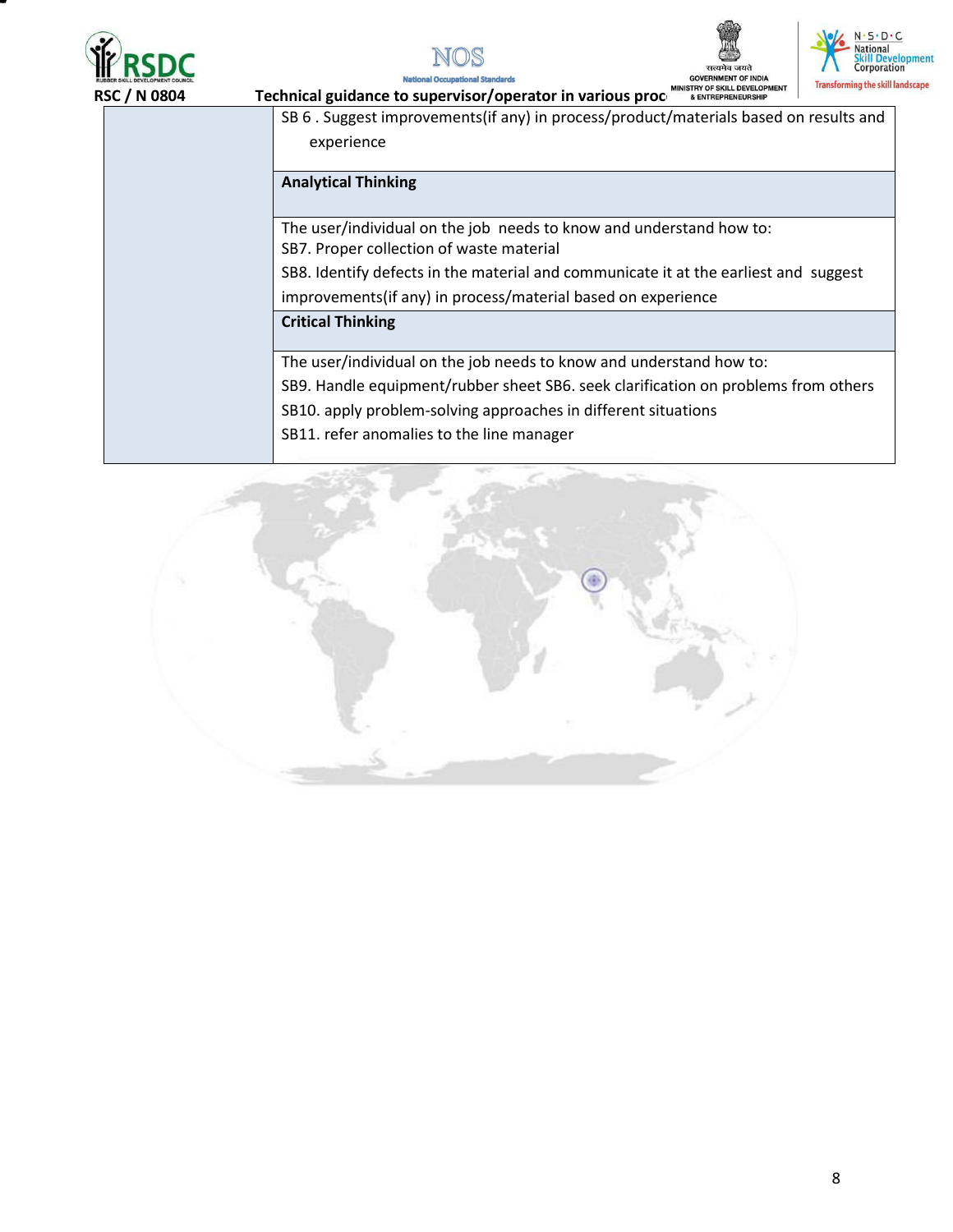| | |
|---|---|
| | SB 6 . Suggest improvements(if any) in process/product/materials based on results and experience |
| | **Analytical Thinking** |
| | The user/individual on the job needs to know and understand how to:<br>SB7. Proper collection of waste material<br>SB8. Identify defects in the material and communicate it at the earliest and suggest improvements(if any) in process/material based on experience |
| | **Critical Thinking** |
| | The user/individual on the job needs to know and understand how to:<br>SB9. Handle equipment/rubber sheet SB6. seek clarification on problems from others<br>SB10. apply problem-solving approaches in different situations<br>SB11. refer anomalies to the line manager |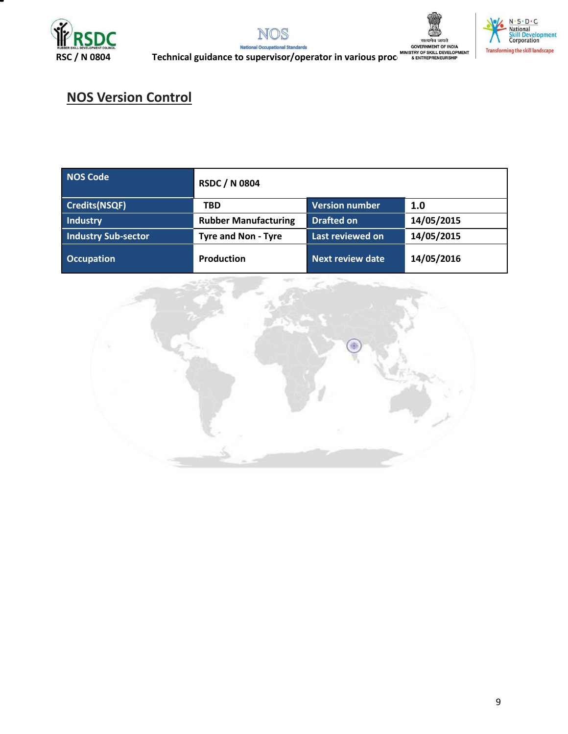## NOS Version Control

| NOS Code | RSDC / N 0804 | | |
|---|---|---|---|
| Credits(NSQF) | TBD | Version number | 1.0 |
| Industry | Rubber Manufacturing | Drafted on | 14/05/2015 |
| Industry Sub-sector | Tyre and Non - Tyre | Last reviewed on | 14/05/2015 |
| Occupation | Production | Next review date | 14/05/2016 |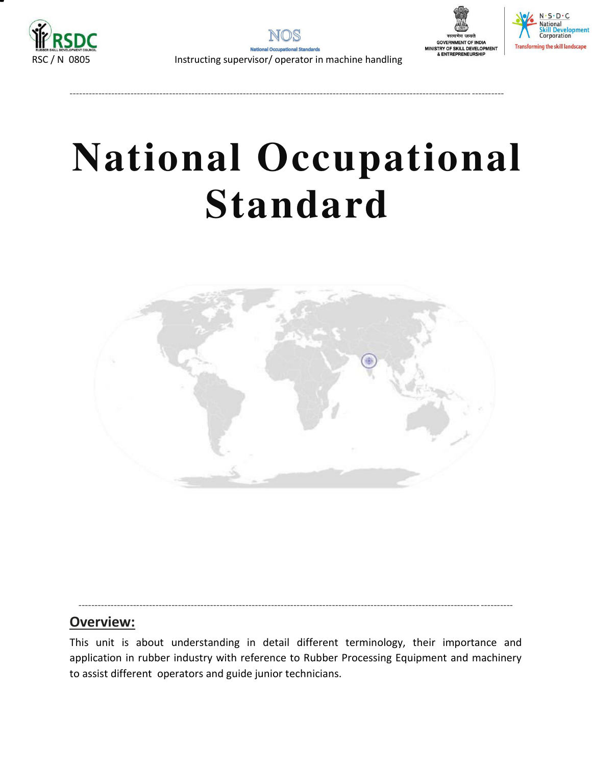# National Occupational Standard

## Overview:

This unit is about understanding in detail different terminology, their importance and application in rubber industry with reference to Rubber Processing Equipment and machinery to assist different operators and guide junior technicians.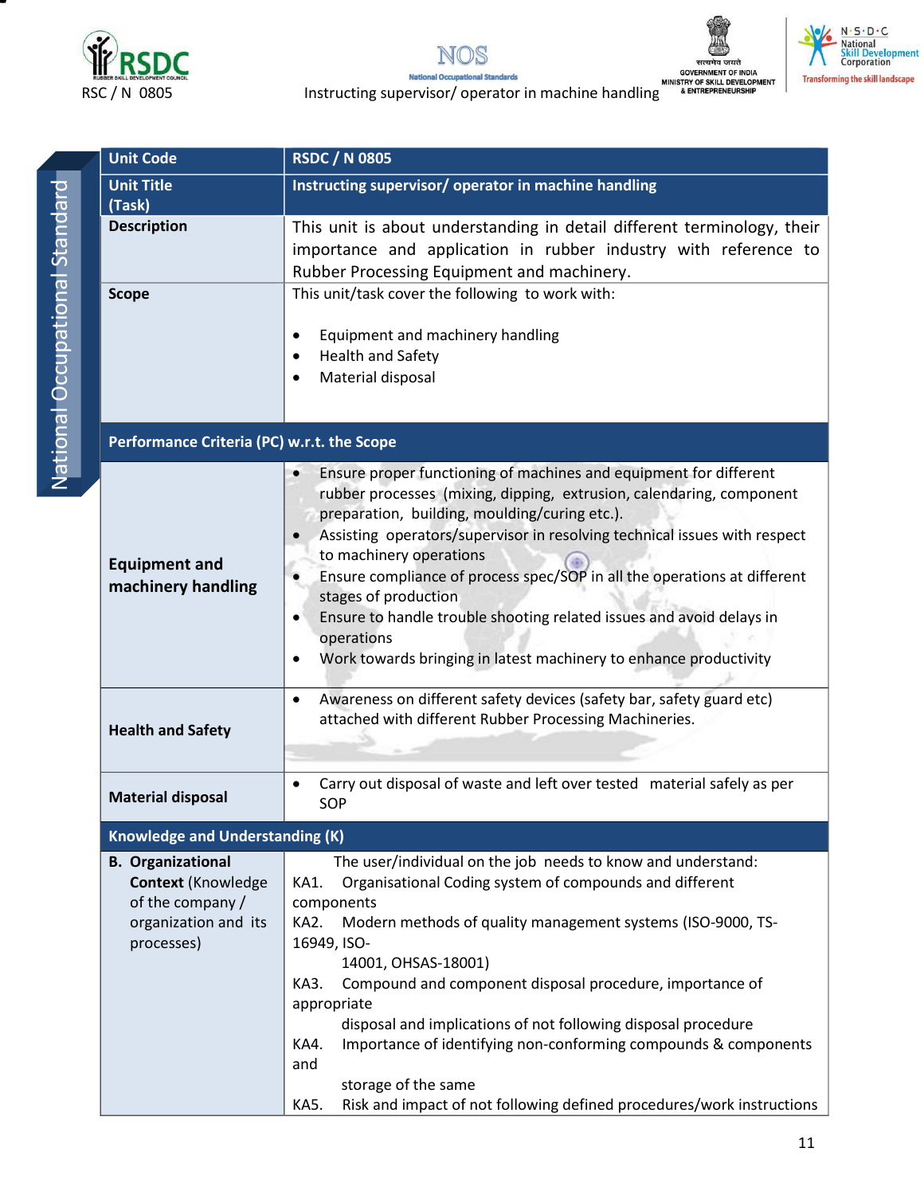| Unit Code | RSDC / N 0805 |
|---|---|
| Unit Title (Task) | Instructing supervisor/ operator in machine handling |
| Description | This unit is about understanding in detail different terminology, their importance and application in rubber industry with reference to Rubber Processing Equipment and machinery. |
| Scope | This unit/task cover the following to work with:<br><br>• Equipment and machinery handling<br>• Health and Safety<br>• Material disposal |
| **Performance Criteria (PC) w.r.t. the Scope** | |
| **Equipment and machinery handling** | • Ensure proper functioning of machines and equipment for different rubber processes (mixing, dipping, extrusion, calendaring, component preparation, building, moulding/curing etc.).<br>• Assisting operators/supervisor in resolving technical issues with respect to machinery operations<br>• Ensure compliance of process spec/SOP in all the operations at different stages of production<br>• Ensure to handle trouble shooting related issues and avoid delays in operations<br>• Work towards bringing in latest machinery to enhance productivity |
| **Health and Safety** | • Awareness on different safety devices (safety bar, safety guard etc) attached with different Rubber Processing Machineries. |
| **Material disposal** | • Carry out disposal of waste and left over tested material safely as per SOP |
| **Knowledge and Understanding (K)** | |
| **B. Organizational Context** (Knowledge of the company / organization and its processes) | The user/individual on the job needs to know and understand:<br>KA1. Organisational Coding system of compounds and different components<br>KA2. Modern methods of quality management systems (ISO-9000, TS-16949, ISO-14001, OHSAS-18001)<br>KA3. Compound and component disposal procedure, importance of appropriate disposal and implications of not following disposal procedure<br>KA4. Importance of identifying non-conforming compounds & components and storage of the same<br>KA5. Risk and impact of not following defined procedures/work instructions |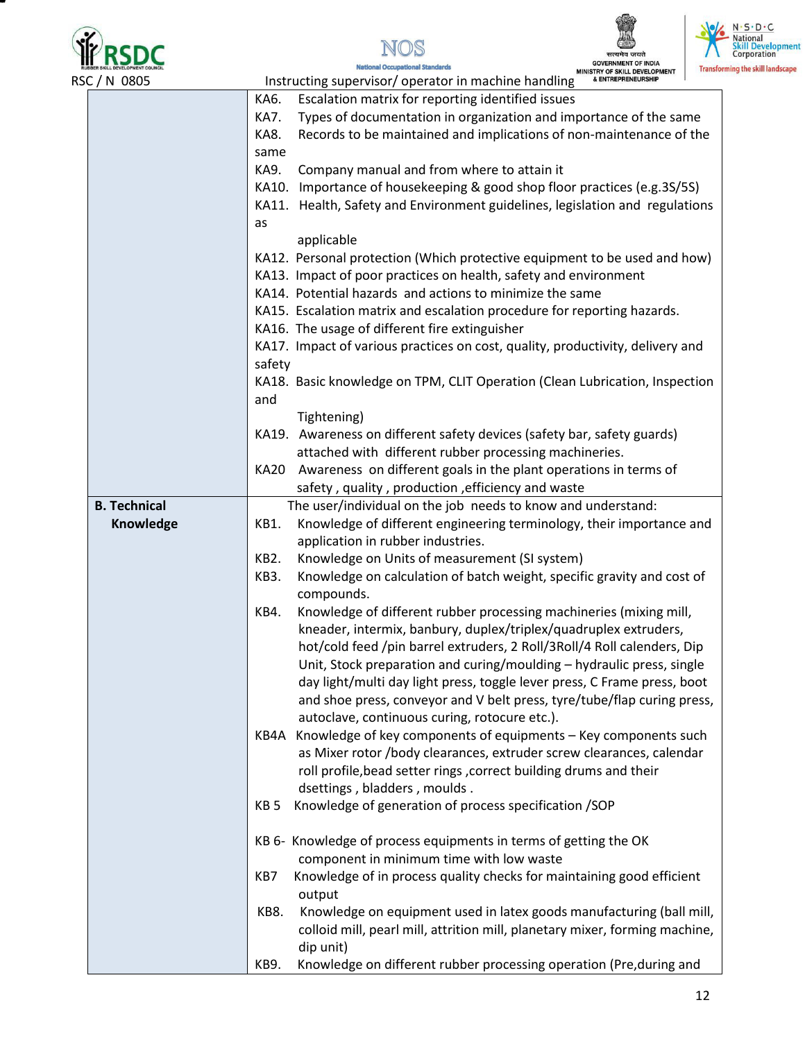| | |
|---|---|
| | KA6. Escalation matrix for reporting identified issues<br>KA7. Types of documentation in organization and importance of the same<br>KA8. Records to be maintained and implications of non-maintenance of the same<br>KA9. Company manual and from where to attain it<br>KA10. Importance of housekeeping & good shop floor practices (e.g.3S/5S)<br>KA11. Health, Safety and Environment guidelines, legislation and regulations as applicable<br>KA12. Personal protection (Which protective equipment to be used and how)<br>KA13. Impact of poor practices on health, safety and environment<br>KA14. Potential hazards and actions to minimize the same<br>KA15. Escalation matrix and escalation procedure for reporting hazards.<br>KA16. The usage of different fire extinguisher<br>KA17. Impact of various practices on cost, quality, productivity, delivery and safety<br>KA18. Basic knowledge on TPM, CLIT Operation (Clean Lubrication, Inspection and Tightening)<br>KA19. Awareness on different safety devices (safety bar, safety guards) attached with different rubber processing machineries.<br>KA20 Awareness on different goals in the plant operations in terms of safety , quality , production ,efficiency and waste |
| **B. Technical Knowledge** | The user/individual on the job needs to know and understand:<br>KB1. Knowledge of different engineering terminology, their importance and application in rubber industries.<br>KB2. Knowledge on Units of measurement (SI system)<br>KB3. Knowledge on calculation of batch weight, specific gravity and cost of compounds.<br>KB4. Knowledge of different rubber processing machineries (mixing mill, kneader, intermix, banbury, duplex/triplex/quadruplex extruders, hot/cold feed /pin barrel extruders, 2 Roll/3Roll/4 Roll calenders, Dip Unit, Stock preparation and curing/moulding – hydraulic press, single day light/multi day light press, toggle lever press, C Frame press, boot and shoe press, conveyor and V belt press, tyre/tube/flap curing press, autoclave, continuous curing, rotocure etc.).<br>KB4A Knowledge of key components of equipments – Key components such as Mixer rotor /body clearances, extruder screw clearances, calendar roll profile,bead setter rings ,correct building drums and their dsettings , bladders , moulds .<br>KB 5 Knowledge of generation of process specification /SOP<br><br>KB 6- Knowledge of process equipments in terms of getting the OK component in minimum time with low waste<br>KB7 Knowledge of in process quality checks for maintaining good efficient output<br>KB8. Knowledge on equipment used in latex goods manufacturing (ball mill, colloid mill, pearl mill, attrition mill, planetary mixer, forming machine, dip unit)<br>KB9. Knowledge on different rubber processing operation (Pre,during and |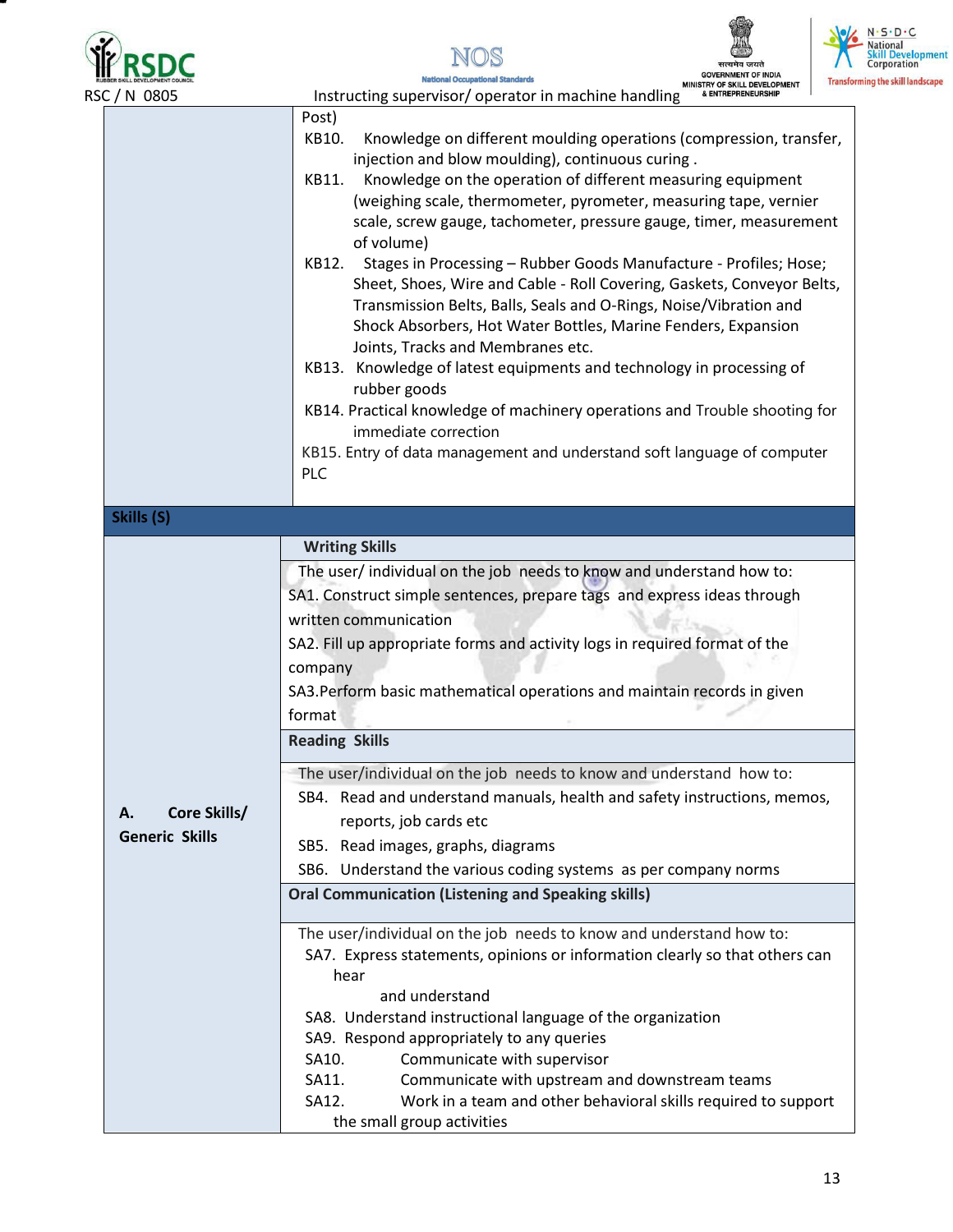| | |
|---|---|
| | Post)<br>KB10. Knowledge on different moulding operations (compression, transfer, injection and blow moulding), continuous curing .<br>KB11. Knowledge on the operation of different measuring equipment (weighing scale, thermometer, pyrometer, measuring tape, vernier scale, screw gauge, tachometer, pressure gauge, timer, measurement of volume)<br>KB12. Stages in Processing – Rubber Goods Manufacture - Profiles; Hose; Sheet, Shoes, Wire and Cable - Roll Covering, Gaskets, Conveyor Belts, Transmission Belts, Balls, Seals and O-Rings, Noise/Vibration and Shock Absorbers, Hot Water Bottles, Marine Fenders, Expansion Joints, Tracks and Membranes etc.<br>KB13. Knowledge of latest equipments and technology in processing of rubber goods<br>KB14. Practical knowledge of machinery operations and Trouble shooting for immediate correction<br>KB15. Entry of data management and understand soft language of computer PLC |
| **Skills (S)** | |
| **A. Core Skills/ Generic Skills** | **Writing Skills**<br>The user/ individual on the job needs to know and understand how to:<br>SA1. Construct simple sentences, prepare tags and express ideas through written communication<br>SA2. Fill up appropriate forms and activity logs in required format of the company<br>SA3. Perform basic mathematical operations and maintain records in given format<br>**Reading Skills**<br>The user/individual on the job needs to know and understand how to:<br>SB4. Read and understand manuals, health and safety instructions, memos, reports, job cards etc<br>SB5. Read images, graphs, diagrams<br>SB6. Understand the various coding systems as per company norms<br>**Oral Communication (Listening and Speaking skills)**<br>The user/individual on the job needs to know and understand how to:<br>SA7. Express statements, opinions or information clearly so that others can hear and understand<br>SA8. Understand instructional language of the organization<br>SA9. Respond appropriately to any queries<br>SA10. Communicate with supervisor<br>SA11. Communicate with upstream and downstream teams<br>SA12. Work in a team and other behavioral skills required to support the small group activities |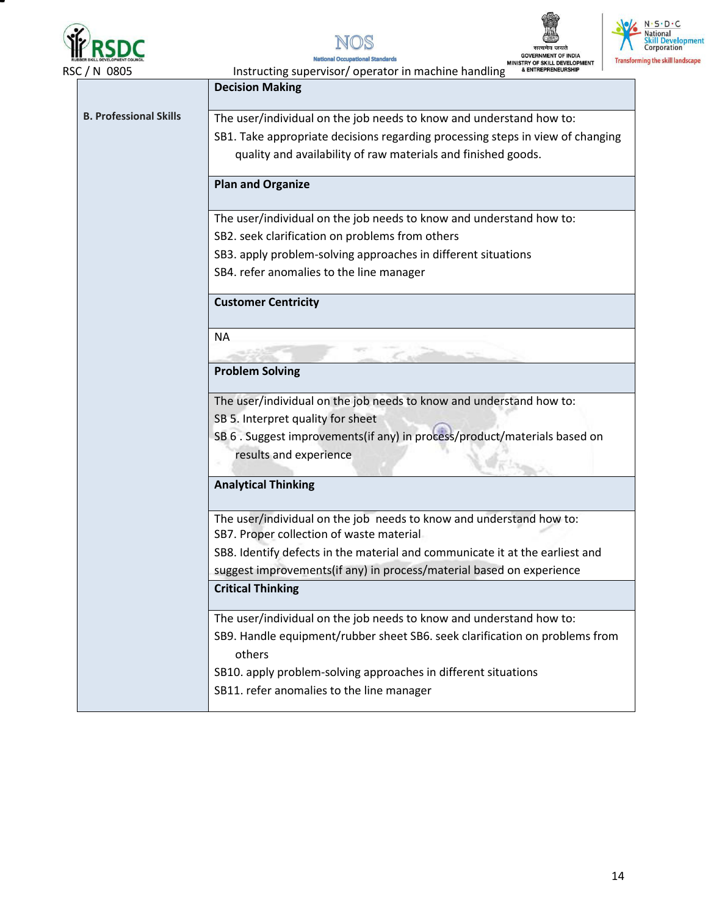| | |
|---|---|
| **B. Professional Skills** | **Decision Making** |
| | The user/individual on the job needs to know and understand how to:<br>SB1. Take appropriate decisions regarding processing steps in view of changing quality and availability of raw materials and finished goods. |
| | **Plan and Organize** |
| | The user/individual on the job needs to know and understand how to:<br>SB2. seek clarification on problems from others<br>SB3. apply problem-solving approaches in different situations<br>SB4. refer anomalies to the line manager |
| | **Customer Centricity** |
| | NA |
| | **Problem Solving** |
| | The user/individual on the job needs to know and understand how to:<br>SB 5. Interpret quality for sheet<br>SB 6 . Suggest improvements(if any) in process/product/materials based on results and experience |
| | **Analytical Thinking** |
| | The user/individual on the job needs to know and understand how to:<br>SB7. Proper collection of waste material<br>SB8. Identify defects in the material and communicate it at the earliest and suggest improvements(if any) in process/material based on experience |
| | **Critical Thinking** |
| | The user/individual on the job needs to know and understand how to:<br>SB9. Handle equipment/rubber sheet SB6. seek clarification on problems from others<br>SB10. apply problem-solving approaches in different situations<br>SB11. refer anomalies to the line manager |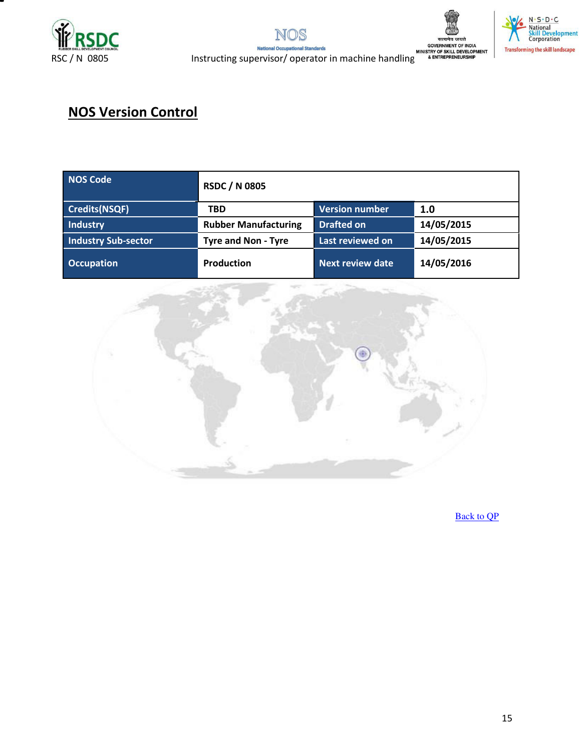## NOS Version Control

| NOS Code | RSDC / N 0805 | | |
|---|---|---|---|
| Credits(NSQF) | TBD | Version number | 1.0 |
| Industry | Rubber Manufacturing | Drafted on | 14/05/2015 |
| Industry Sub-sector | Tyre and Non - Tyre | Last reviewed on | 14/05/2015 |
| Occupation | Production | Next review date | 14/05/2016 |

Back to QP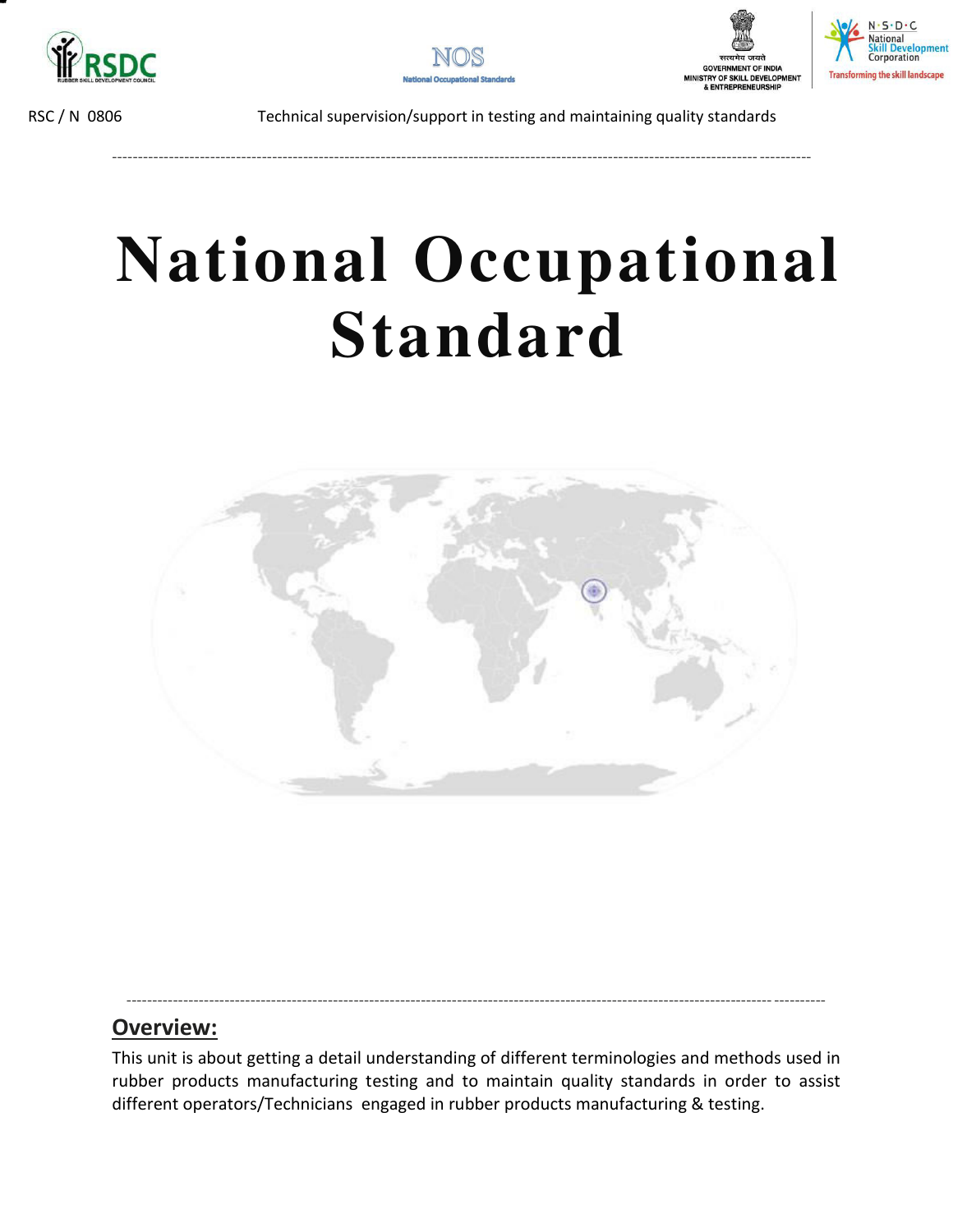RSC / N 0806 Technical supervision/support in testing and maintaining quality standards

# National Occupational Standard

## Overview:

This unit is about getting a detail understanding of different terminologies and methods used in rubber products manufacturing testing and to maintain quality standards in order to assist different operators/Technicians engaged in rubber products manufacturing & testing.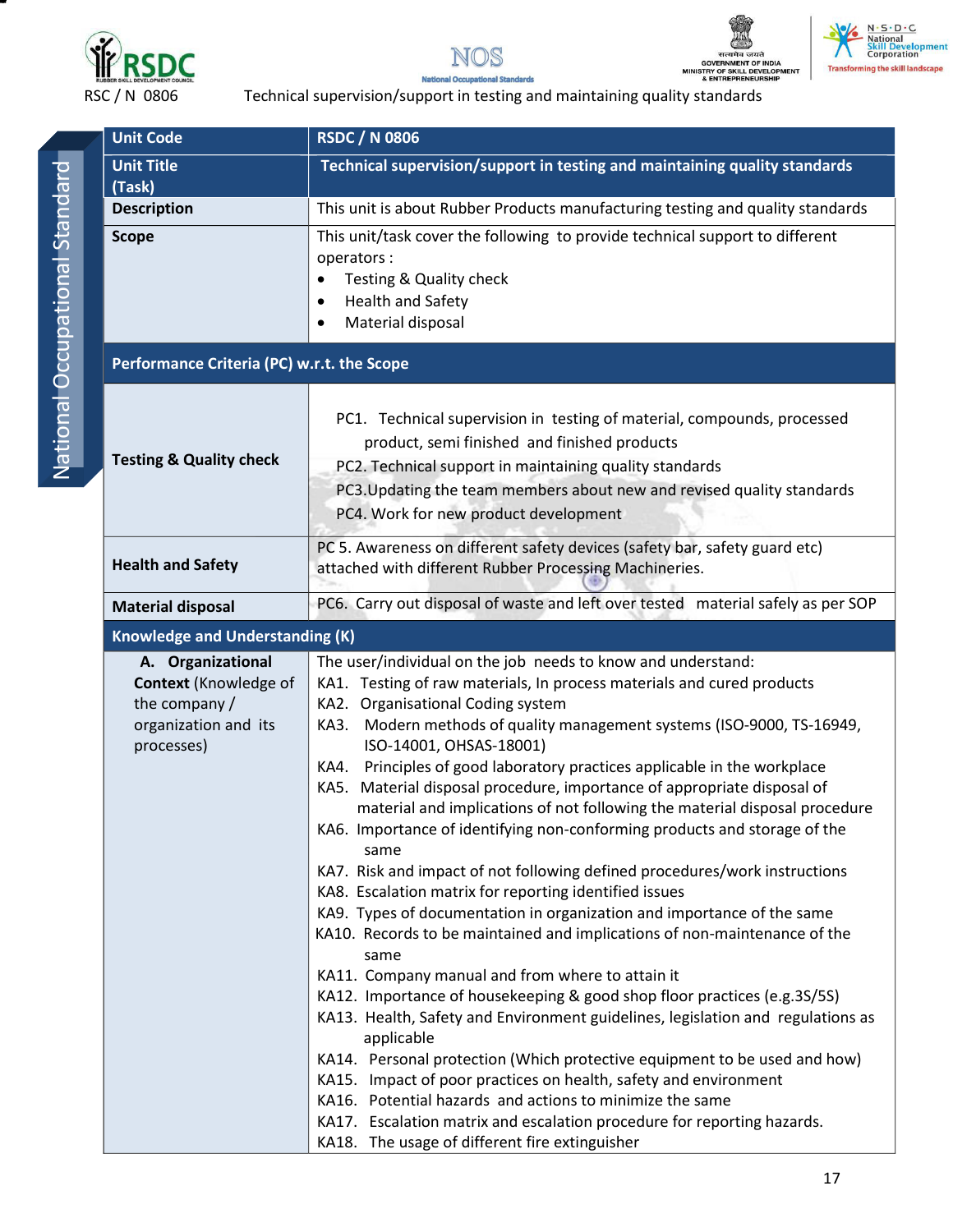| Unit Code | RSDC / N 0806 |
| --- | --- |
| **Unit Title (Task)** | **Technical supervision/support in testing and maintaining quality standards** |
| **Description** | This unit is about Rubber Products manufacturing testing and quality standards |
| **Scope** | This unit/task cover the following to provide technical support to different operators :<br>• Testing & Quality check<br>• Health and Safety<br>• Material disposal |
| **Performance Criteria (PC) w.r.t. the Scope** | |
| **Testing & Quality check** | PC1. Technical supervision in testing of material, compounds, processed product, semi finished and finished products<br>PC2. Technical support in maintaining quality standards<br>PC3. Updating the team members about new and revised quality standards<br>PC4. Work for new product development |
| **Health and Safety** | PC 5. Awareness on different safety devices (safety bar, safety guard etc) attached with different Rubber Processing Machineries. |
| **Material disposal** | PC6. Carry out disposal of waste and left over tested material safely as per SOP |
| **Knowledge and Understanding (K)** | |
| **A. Organizational Context** (Knowledge of the company / organization and its processes) | The user/individual on the job needs to know and understand:<br>KA1. Testing of raw materials, In process materials and cured products<br>KA2. Organisational Coding system<br>KA3. Modern methods of quality management systems (ISO-9000, TS-16949, ISO-14001, OHSAS-18001)<br>KA4. Principles of good laboratory practices applicable in the workplace<br>KA5. Material disposal procedure, importance of appropriate disposal of material and implications of not following the material disposal procedure<br>KA6. Importance of identifying non-conforming products and storage of the same<br>KA7. Risk and impact of not following defined procedures/work instructions<br>KA8. Escalation matrix for reporting identified issues<br>KA9. Types of documentation in organization and importance of the same<br>KA10. Records to be maintained and implications of non-maintenance of the same<br>KA11. Company manual and from where to attain it<br>KA12. Importance of housekeeping & good shop floor practices (e.g.3S/5S)<br>KA13. Health, Safety and Environment guidelines, legislation and regulations as applicable<br>KA14. Personal protection (Which protective equipment to be used and how)<br>KA15. Impact of poor practices on health, safety and environment<br>KA16. Potential hazards and actions to minimize the same<br>KA17. Escalation matrix and escalation procedure for reporting hazards.<br>KA18. The usage of different fire extinguisher |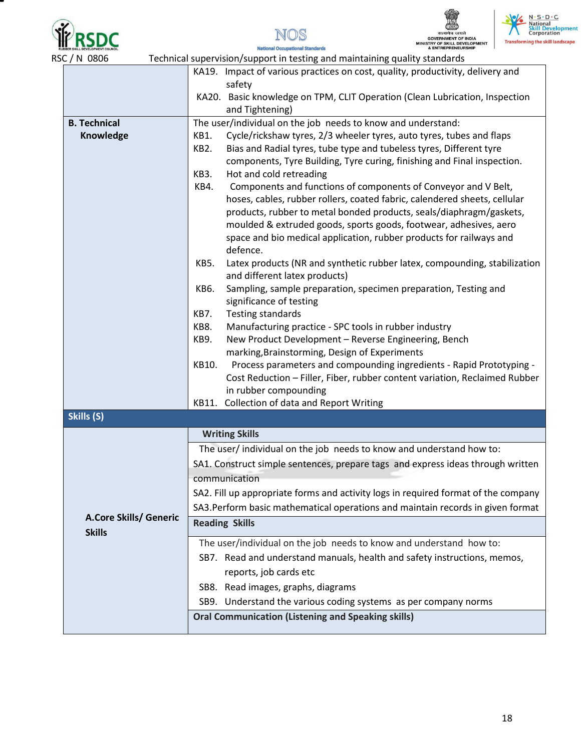| | |
|---|---|
| | KA19. Impact of various practices on cost, quality, productivity, delivery and safety<br>KA20. Basic knowledge on TPM, CLIT Operation (Clean Lubrication, Inspection and Tightening) |
| **B. Technical Knowledge** | The user/individual on the job needs to know and understand:<br>KB1. Cycle/rickshaw tyres, 2/3 wheeler tyres, auto tyres, tubes and flaps<br>KB2. Bias and Radial tyres, tube type and tubeless tyres, Different tyre components, Tyre Building, Tyre curing, finishing and Final inspection.<br>KB3. Hot and cold retreading<br>KB4. Components and functions of components of Conveyor and V Belt, hoses, cables, rubber rollers, coated fabric, calendered sheets, cellular products, rubber to metal bonded products, seals/diaphragm/gaskets, moulded & extruded goods, sports goods, footwear, adhesives, aero space and bio medical application, rubber products for railways and defence.<br>KB5. Latex products (NR and synthetic rubber latex, compounding, stabilization and different latex products)<br>KB6. Sampling, sample preparation, specimen preparation, Testing and significance of testing<br>KB7. Testing standards<br>KB8. Manufacturing practice - SPC tools in rubber industry<br>KB9. New Product Development – Reverse Engineering, Bench marking,Brainstorming, Design of Experiments<br>KB10. Process parameters and compounding ingredients - Rapid Prototyping - Cost Reduction – Filler, Fiber, rubber content variation, Reclaimed Rubber in rubber compounding<br>KB11. Collection of data and Report Writing |
| **Skills (S)** | |
| **A.Core Skills/ Generic Skills** | **Writing Skills**<br>The user/ individual on the job needs to know and understand how to:<br>SA1. Construct simple sentences, prepare tags and express ideas through written communication<br>SA2. Fill up appropriate forms and activity logs in required format of the company<br>SA3.Perform basic mathematical operations and maintain records in given format |
| | **Reading Skills**<br>The user/individual on the job needs to know and understand how to:<br>SB7. Read and understand manuals, health and safety instructions, memos, reports, job cards etc<br>SB8. Read images, graphs, diagrams<br>SB9. Understand the various coding systems as per company norms |
| | **Oral Communication (Listening and Speaking skills)** |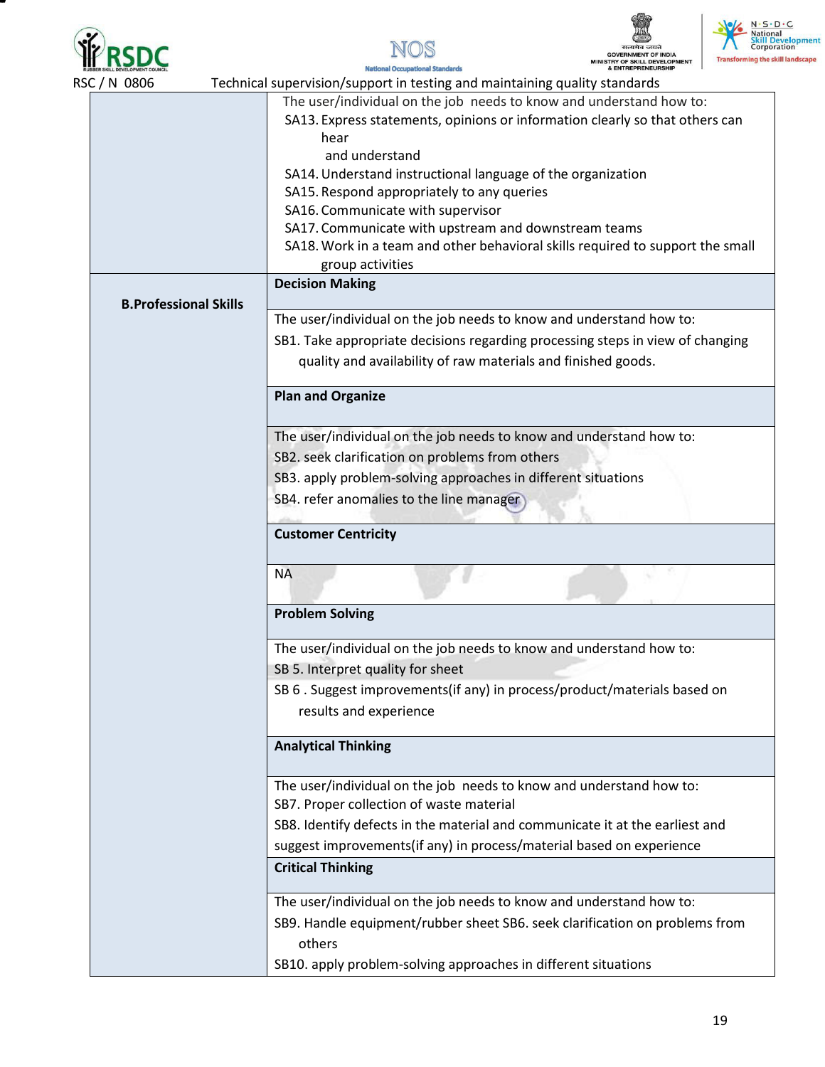| | |
|---|---|
| | The user/individual on the job needs to know and understand how to:<br>SA13. Express statements, opinions or information clearly so that others can hear and understand<br>SA14. Understand instructional language of the organization<br>SA15. Respond appropriately to any queries<br>SA16. Communicate with supervisor<br>SA17. Communicate with upstream and downstream teams<br>SA18. Work in a team and other behavioral skills required to support the small group activities |
| **B.Professional Skills** | **Decision Making** |
| | The user/individual on the job needs to know and understand how to:<br>SB1. Take appropriate decisions regarding processing steps in view of changing quality and availability of raw materials and finished goods. |
| | **Plan and Organize** |
| | The user/individual on the job needs to know and understand how to:<br>SB2. seek clarification on problems from others<br>SB3. apply problem-solving approaches in different situations<br>SB4. refer anomalies to the line manager |
| | **Customer Centricity** |
| | NA |
| | **Problem Solving** |
| | The user/individual on the job needs to know and understand how to:<br>SB 5. Interpret quality for sheet<br>SB 6 . Suggest improvements(if any) in process/product/materials based on results and experience |
| | **Analytical Thinking** |
| | The user/individual on the job needs to know and understand how to:<br>SB7. Proper collection of waste material<br>SB8. Identify defects in the material and communicate it at the earliest and suggest improvements(if any) in process/material based on experience |
| | **Critical Thinking** |
| | The user/individual on the job needs to know and understand how to:<br>SB9. Handle equipment/rubber sheet SB6. seek clarification on problems from others<br>SB10. apply problem-solving approaches in different situations |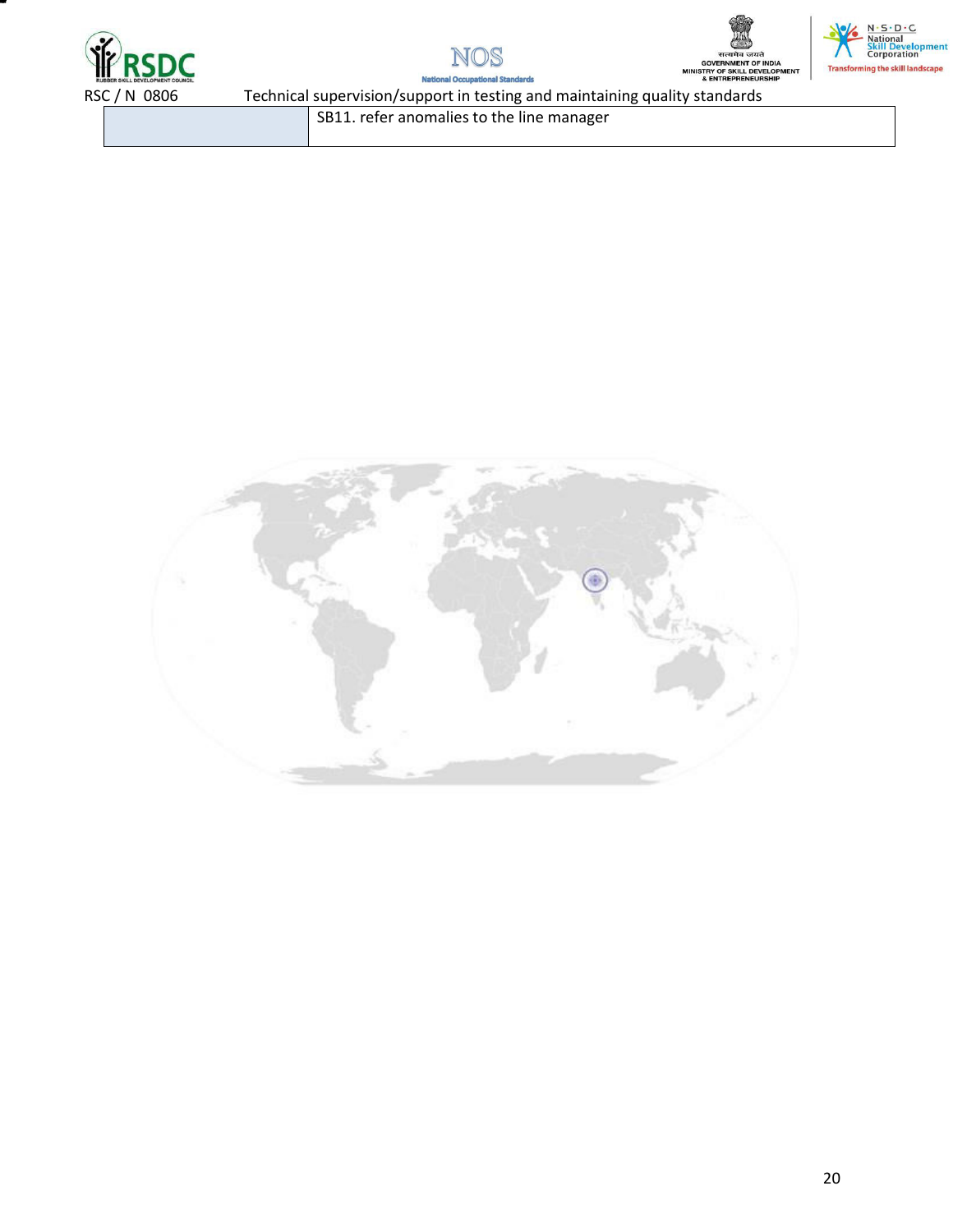| | |
|---|---|
| | SB11. refer anomalies to the line manager |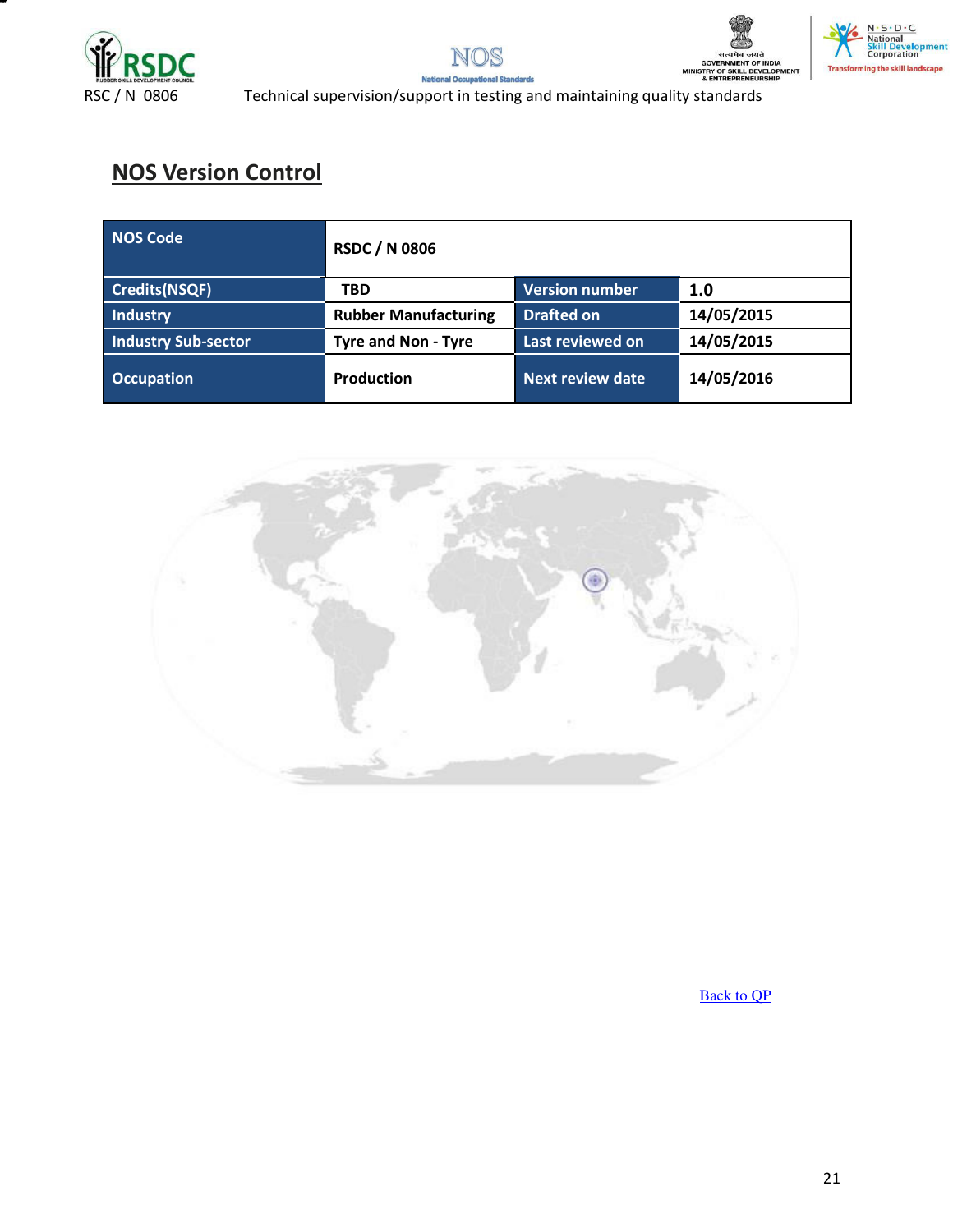## NOS Version Control

| NOS Code | RSDC / N 0806 | | |
|---|---|---|---|
| Credits(NSQF) | TBD | Version number | 1.0 |
| Industry | Rubber Manufacturing | Drafted on | 14/05/2015 |
| Industry Sub-sector | Tyre and Non - Tyre | Last reviewed on | 14/05/2015 |
| Occupation | Production | Next review date | 14/05/2016 |

Back to QP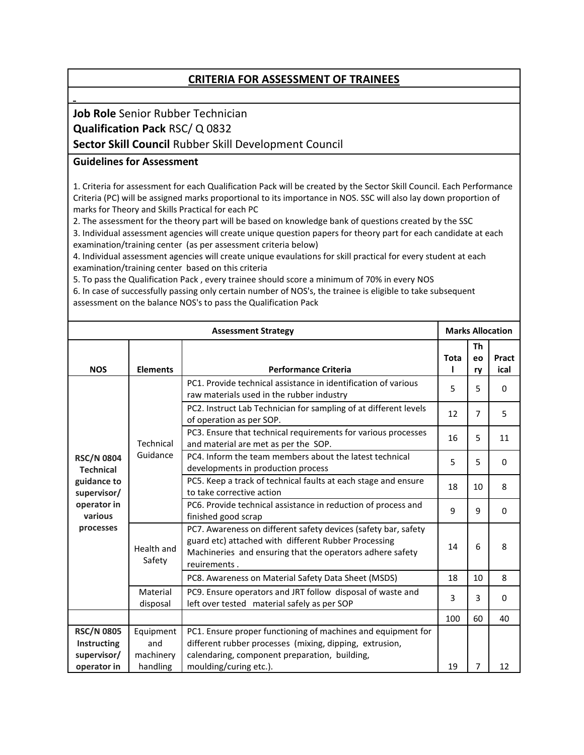## CRITERIA FOR ASSESSMENT OF TRAINEES

**Job Role** Senior Rubber Technician
**Qualification Pack** RSC/ Q 0832
**Sector Skill Council** Rubber Skill Development Council

**Guidelines for Assessment**

1. Criteria for assessment for each Qualification Pack will be created by the Sector Skill Council. Each Performance Criteria (PC) will be assigned marks proportional to its importance in NOS. SSC will also lay down proportion of marks for Theory and Skills Practical for each PC
2. The assessment for the theory part will be based on knowledge bank of questions created by the SSC
3. Individual assessment agencies will create unique question papers for theory part for each candidate at each examination/training center (as per assessment criteria below)
4. Individual assessment agencies will create unique evaulations for skill practical for every student at each examination/training center based on this criteria
5. To pass the Qualification Pack , every trainee should score a minimum of 70% in every NOS
6. In case of successfully passing only certain number of NOS's, the trainee is eligible to take subsequent assessment on the balance NOS's to pass the Qualification Pack

| Assessment Strategy | | | Marks Allocation | | |
|---|---|---|---|---|---|
| **NOS** | **Elements** | **Performance Criteria** | **Total** | **Theory** | **Practical** |
| **RSC/N 0804 Technical guidance to supervisor/ operator in various processes** | Technical Guidance | PC1. Provide technical assistance in identification of various raw materials used in the rubber industry | 5 | 5 | 0 |
| | | PC2. Instruct Lab Technician for sampling of at different levels of operation as per SOP. | 12 | 7 | 5 |
| | | PC3. Ensure that technical requirements for various processes and material are met as per the SOP. | 16 | 5 | 11 |
| | | PC4. Inform the team members about the latest technical developments in production process | 5 | 5 | 0 |
| | | PC5. Keep a track of technical faults at each stage and ensure to take corrective action | 18 | 10 | 8 |
| | | PC6. Provide technical assistance in reduction of process and finished good scrap | 9 | 9 | 0 |
| | Health and Safety | PC7. Awareness on different safety devices (safety bar, safety guard etc) attached with different Rubber Processing Machineries and ensuring that the operators adhere safety reuirements . | 14 | 6 | 8 |
| | | PC8. Awareness on Material Safety Data Sheet (MSDS) | 18 | 10 | 8 |
| | Material disposal | PC9. Ensure operators and JRT follow disposal of waste and left over tested material safely as per SOP | 3 | 3 | 0 |
| | | | 100 | 60 | 40 |
| **RSC/N 0805 Instructing supervisor/ operator in** | Equipment and machinery handling | PC1. Ensure proper functioning of machines and equipment for different rubber processes (mixing, dipping, extrusion, calendaring, component preparation, building, moulding/curing etc.). | 19 | 7 | 12 |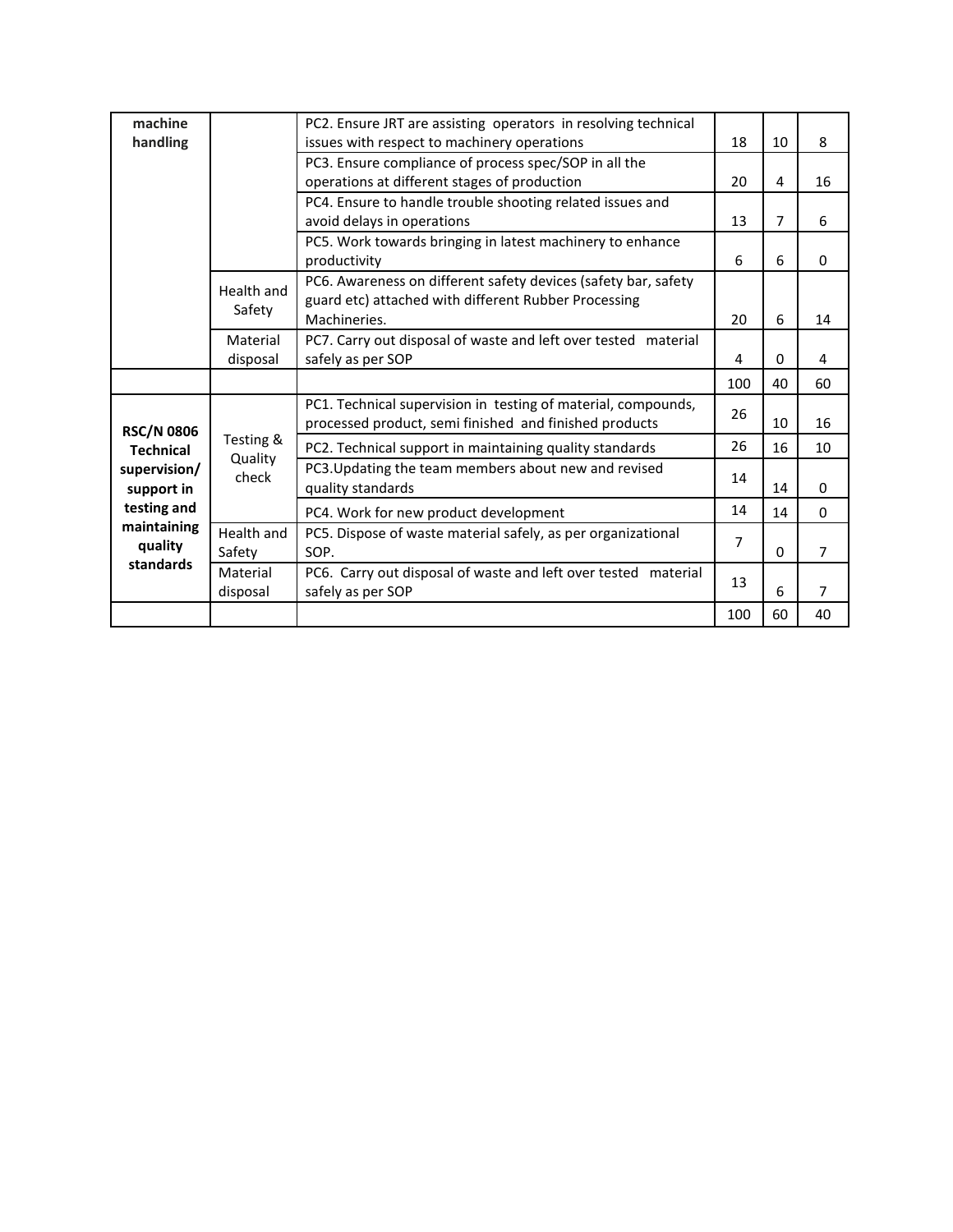| | | | | | |
|---|---|---|---|---|---|
| **machine handling** | | PC2. Ensure JRT are assisting operators in resolving technical issues with respect to machinery operations | 18 | 10 | 8 |
| | | PC3. Ensure compliance of process spec/SOP in all the operations at different stages of production | 20 | 4 | 16 |
| | | PC4. Ensure to handle trouble shooting related issues and avoid delays in operations | 13 | 7 | 6 |
| | | PC5. Work towards bringing in latest machinery to enhance productivity | 6 | 6 | 0 |
| | Health and Safety | PC6. Awareness on different safety devices (safety bar, safety guard etc) attached with different Rubber Processing Machineries. | 20 | 6 | 14 |
| | Material disposal | PC7. Carry out disposal of waste and left over tested material safely as per SOP | 4 | 0 | 4 |
| | | | 100 | 40 | 60 |
| **RSC/N 0806 Technical supervision/ support in testing and maintaining quality standards** | Testing & Quality check | PC1. Technical supervision in testing of material, compounds, processed product, semi finished and finished products | 26 | 10 | 16 |
| | | PC2. Technical support in maintaining quality standards | 26 | 16 | 10 |
| | | PC3.Updating the team members about new and revised quality standards | 14 | 14 | 0 |
| | | PC4. Work for new product development | 14 | 14 | 0 |
| | Health and Safety | PC5. Dispose of waste material safely, as per organizational SOP. | 7 | 0 | 7 |
| | Material disposal | PC6. Carry out disposal of waste and left over tested material safely as per SOP | 13 | 6 | 7 |
| | | | 100 | 60 | 40 |